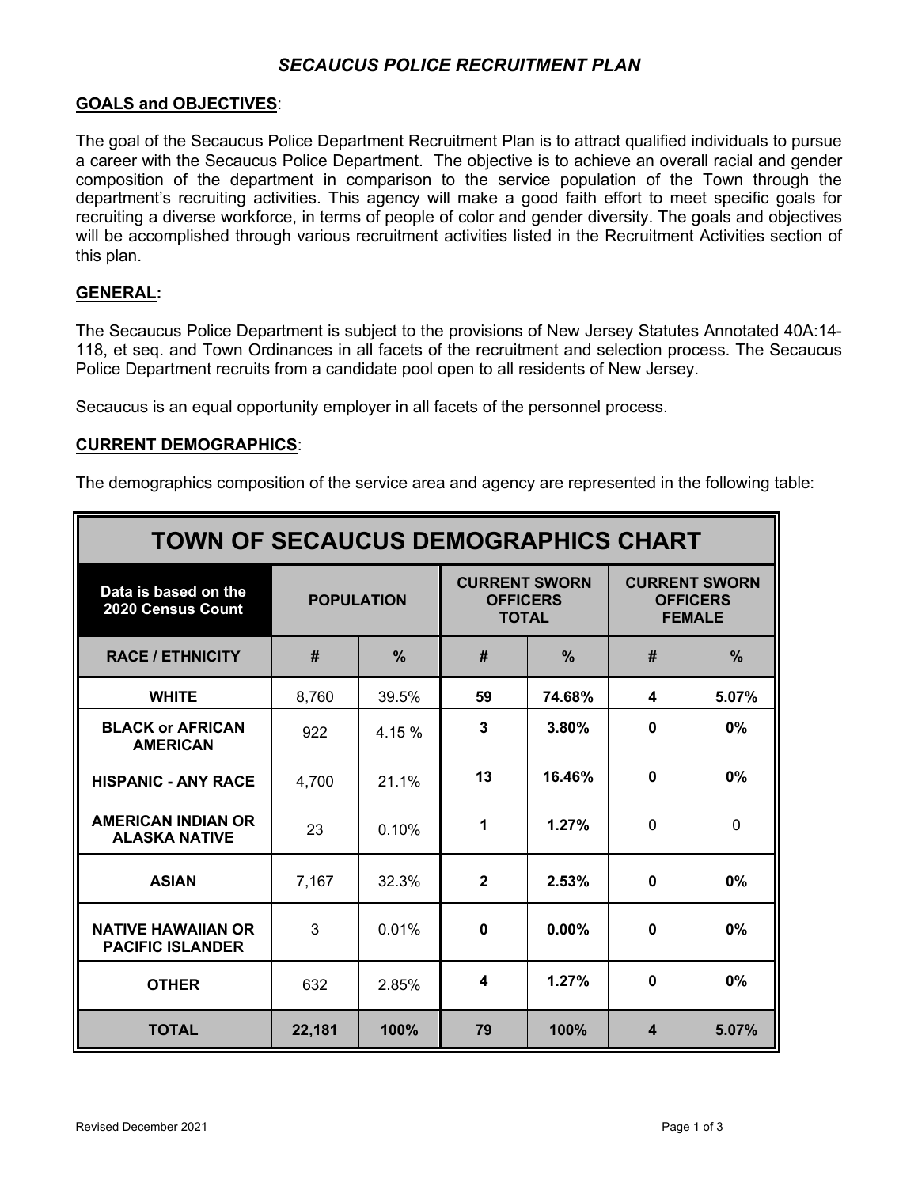# *SECAUCUS POLICE RECRUITMENT PLAN*

## GOALS and OBJECTIVES:

The goal of the Secaucus Police Department Recruitment Plan is to attract qualified individuals to pursue a career with the Secaucus Police Department. The objective is to achieve an overall racial and gender composition of the department in comparison to the service population of the Town through the department's recruiting activities. This agency will make a good faith effort to meet specific goals for recruiting a diverse workforce, in terms of people of color and gender diversity. The goals and objectives will be accomplished through various recruitment activities listed in the Recruitment Activities section of this plan.

## GENERAL:

The Secaucus Police Department is subject to the provisions of New Jersey Statutes Annotated 40A:14-118, et seq. and Town Ordinances in all facets of the recruitment and selection process. The Secaucus Police Department recruits from a candidate pool open to all residents of New Jersey.

Secaucus is an equal opportunity employer in all facets of the personnel process.

## CURRENT DEMOGRAPHICS:

The demographics composition of the service area and agency are represented in the following table:

**TOWN OF SECAUCUS DEMOGRAPHICS CHART**

| Data is based on the 2020 Census Count | POPULATION | | CURRENT SWORN OFFICERS TOTAL | | CURRENT SWORN OFFICERS FEMALE | |
|---|---|---|---|---|---|---|
| **RACE / ETHNICITY** | **#** | **%** | **#** | **%** | **#** | **%** |
| **WHITE** | 8,760 | 39.5% | **59** | **74.68%** | **4** | **5.07%** |
| **BLACK or AFRICAN AMERICAN** | 922 | 4.15 % | **3** | **3.80%** | **0** | **0%** |
| **HISPANIC - ANY RACE** | 4,700 | 21.1% | **13** | **16.46%** | **0** | **0%** |
| **AMERICAN INDIAN OR ALASKA NATIVE** | 23 | 0.10% | **1** | **1.27%** | 0 | 0 |
| **ASIAN** | 7,167 | 32.3% | **2** | **2.53%** | **0** | **0%** |
| **NATIVE HAWAIIAN OR PACIFIC ISLANDER** | 3 | 0.01% | **0** | **0.00%** | **0** | **0%** |
| **OTHER** | 632 | 2.85% | **4** | **1.27%** | **0** | **0%** |
| **TOTAL** | **22,181** | **100%** | **79** | **100%** | **4** | **5.07%** |

Revised December 2021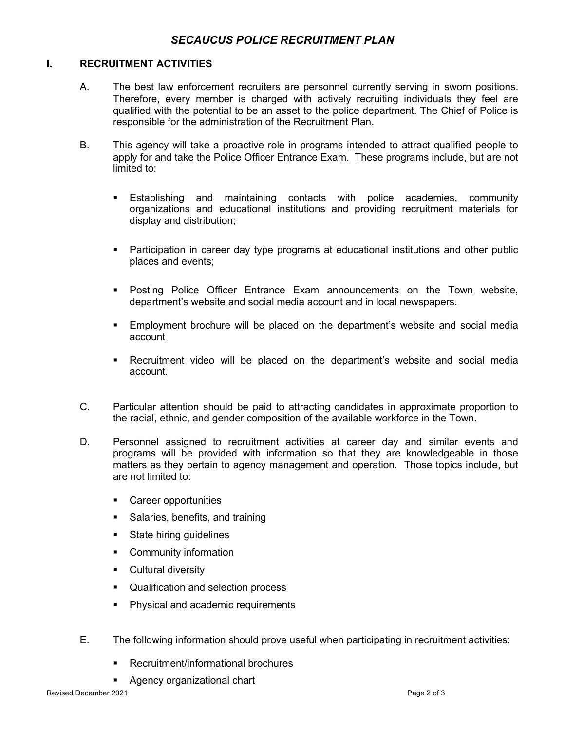# *SECAUCUS POLICE RECRUITMENT PLAN*

## I. RECRUITMENT ACTIVITIES

A. The best law enforcement recruiters are personnel currently serving in sworn positions. Therefore, every member is charged with actively recruiting individuals they feel are qualified with the potential to be an asset to the police department. The Chief of Police is responsible for the administration of the Recruitment Plan.

B. This agency will take a proactive role in programs intended to attract qualified people to apply for and take the Police Officer Entrance Exam. These programs include, but are not limited to:

- Establishing and maintaining contacts with police academies, community organizations and educational institutions and providing recruitment materials for display and distribution;
- Participation in career day type programs at educational institutions and other public places and events;
- Posting Police Officer Entrance Exam announcements on the Town website, department's website and social media account and in local newspapers.
- Employment brochure will be placed on the department's website and social media account
- Recruitment video will be placed on the department's website and social media account.

C. Particular attention should be paid to attracting candidates in approximate proportion to the racial, ethnic, and gender composition of the available workforce in the Town.

D. Personnel assigned to recruitment activities at career day and similar events and programs will be provided with information so that they are knowledgeable in those matters as they pertain to agency management and operation. Those topics include, but are not limited to:

- Career opportunities
- Salaries, benefits, and training
- State hiring guidelines
- Community information
- Cultural diversity
- Qualification and selection process
- Physical and academic requirements

E. The following information should prove useful when participating in recruitment activities:

- Recruitment/informational brochures
- Agency organizational chart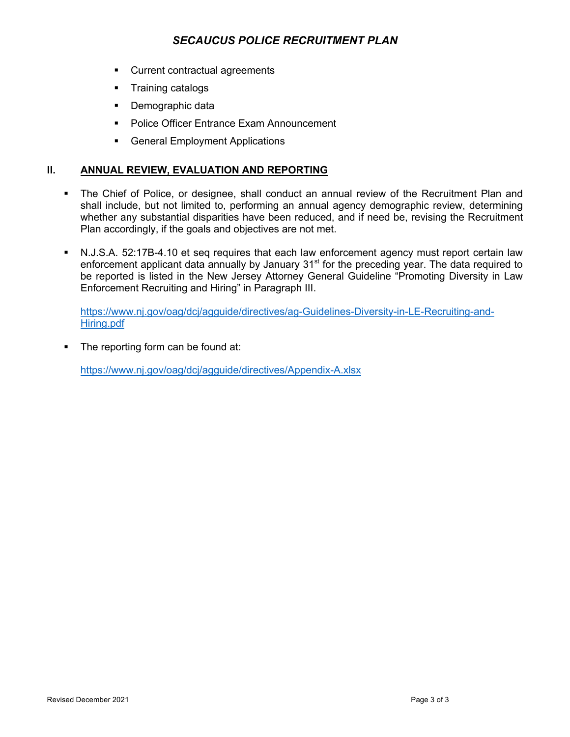- Current contractual agreements
- Training catalogs
- Demographic data
- Police Officer Entrance Exam Announcement
- General Employment Applications

## II. ANNUAL REVIEW, EVALUATION AND REPORTING

- The Chief of Police, or designee, shall conduct an annual review of the Recruitment Plan and shall include, but not limited to, performing an annual agency demographic review, determining whether any substantial disparities have been reduced, and if need be, revising the Recruitment Plan accordingly, if the goals and objectives are not met.

- N.J.S.A. 52:17B-4.10 et seq requires that each law enforcement agency must report certain law enforcement applicant data annually by January 31st for the preceding year. The data required to be reported is listed in the New Jersey Attorney General Guideline "Promoting Diversity in Law Enforcement Recruiting and Hiring" in Paragraph III.

  https://www.nj.gov/oag/dcj/agguide/directives/ag-Guidelines-Diversity-in-LE-Recruiting-and-Hiring.pdf

- The reporting form can be found at:

  https://www.nj.gov/oag/dcj/agguide/directives/Appendix-A.xlsx